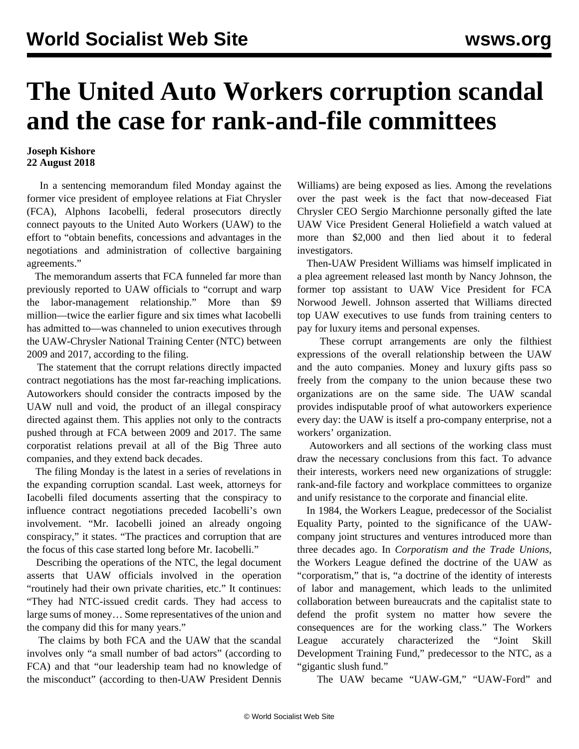# The United Auto Workers corruption scandal and the case for rank-and-file committees

**Joseph Kishore**
**22 August 2018**

In a sentencing memorandum filed Monday against the former vice president of employee relations at Fiat Chrysler (FCA), Alphons Iacobelli, federal prosecutors directly connect payouts to the United Auto Workers (UAW) to the effort to "obtain benefits, concessions and advantages in the negotiations and administration of collective bargaining agreements."

The memorandum asserts that FCA funneled far more than previously reported to UAW officials to "corrupt and warp the labor-management relationship." More than $9 million—twice the earlier figure and six times what Iacobelli has admitted to—was channeled to union executives through the UAW-Chrysler National Training Center (NTC) between 2009 and 2017, according to the filing.

The statement that the corrupt relations directly impacted contract negotiations has the most far-reaching implications. Autoworkers should consider the contracts imposed by the UAW null and void, the product of an illegal conspiracy directed against them. This applies not only to the contracts pushed through at FCA between 2009 and 2017. The same corporatist relations prevail at all of the Big Three auto companies, and they extend back decades.

The filing Monday is the latest in a series of revelations in the expanding corruption scandal. Last week, attorneys for Iacobelli filed documents asserting that the conspiracy to influence contract negotiations preceded Iacobelli's own involvement. "Mr. Iacobelli joined an already ongoing conspiracy," it states. "The practices and corruption that are the focus of this case started long before Mr. Iacobelli."

Describing the operations of the NTC, the legal document asserts that UAW officials involved in the operation "routinely had their own private charities, etc." It continues: "They had NTC-issued credit cards. They had access to large sums of money… Some representatives of the union and the company did this for many years."

The claims by both FCA and the UAW that the scandal involves only "a small number of bad actors" (according to FCA) and that "our leadership team had no knowledge of the misconduct" (according to then-UAW President Dennis Williams) are being exposed as lies. Among the revelations over the past week is the fact that now-deceased Fiat Chrysler CEO Sergio Marchionne personally gifted the late UAW Vice President General Holiefield a watch valued at more than $2,000 and then lied about it to federal investigators.

Then-UAW President Williams was himself implicated in a plea agreement released last month by Nancy Johnson, the former top assistant to UAW Vice President for FCA Norwood Jewell. Johnson asserted that Williams directed top UAW executives to use funds from training centers to pay for luxury items and personal expenses.

These corrupt arrangements are only the filthiest expressions of the overall relationship between the UAW and the auto companies. Money and luxury gifts pass so freely from the company to the union because these two organizations are on the same side. The UAW scandal provides indisputable proof of what autoworkers experience every day: the UAW is itself a pro-company enterprise, not a workers' organization.

Autoworkers and all sections of the working class must draw the necessary conclusions from this fact. To advance their interests, workers need new organizations of struggle: rank-and-file factory and workplace committees to organize and unify resistance to the corporate and financial elite.

In 1984, the Workers League, predecessor of the Socialist Equality Party, pointed to the significance of the UAW-company joint structures and ventures introduced more than three decades ago. In *Corporatism and the Trade Unions*, the Workers League defined the doctrine of the UAW as "corporatism," that is, "a doctrine of the identity of interests of labor and management, which leads to the unlimited collaboration between bureaucrats and the capitalist state to defend the profit system no matter how severe the consequences are for the working class." The Workers League accurately characterized the "Joint Skill Development Training Fund," predecessor to the NTC, as a "gigantic slush fund."

The UAW became "UAW-GM," "UAW-Ford" and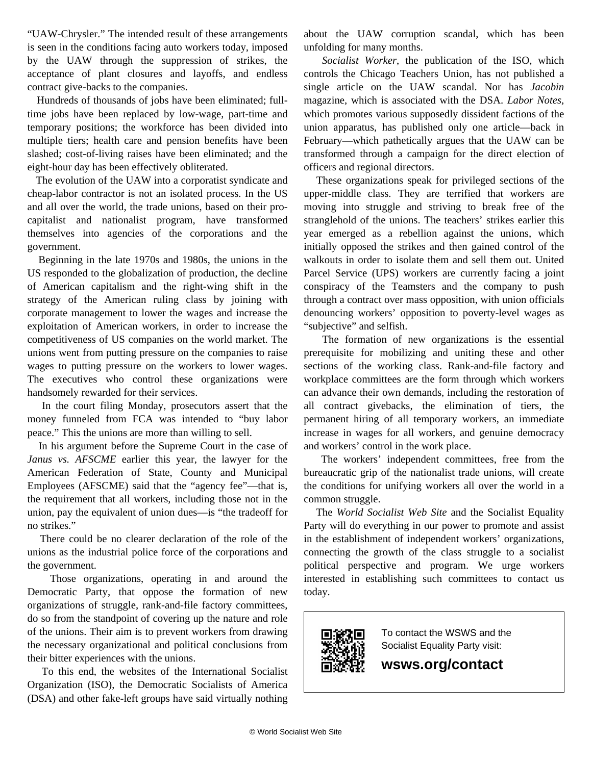"UAW-Chrysler." The intended result of these arrangements is seen in the conditions facing auto workers today, imposed by the UAW through the suppression of strikes, the acceptance of plant closures and layoffs, and endless contract give-backs to the companies.

Hundreds of thousands of jobs have been eliminated; full-time jobs have been replaced by low-wage, part-time and temporary positions; the workforce has been divided into multiple tiers; health care and pension benefits have been slashed; cost-of-living raises have been eliminated; and the eight-hour day has been effectively obliterated.

The evolution of the UAW into a corporatist syndicate and cheap-labor contractor is not an isolated process. In the US and all over the world, the trade unions, based on their pro-capitalist and nationalist program, have transformed themselves into agencies of the corporations and the government.

Beginning in the late 1970s and 1980s, the unions in the US responded to the globalization of production, the decline of American capitalism and the right-wing shift in the strategy of the American ruling class by joining with corporate management to lower the wages and increase the exploitation of American workers, in order to increase the competitiveness of US companies on the world market. The unions went from putting pressure on the companies to raise wages to putting pressure on the workers to lower wages. The executives who control these organizations were handsomely rewarded for their services.

In the court filing Monday, prosecutors assert that the money funneled from FCA was intended to "buy labor peace." This the unions are more than willing to sell.

In his argument before the Supreme Court in the case of *Janus vs. AFSCME* earlier this year, the lawyer for the American Federation of State, County and Municipal Employees (AFSCME) said that the "agency fee"—that is, the requirement that all workers, including those not in the union, pay the equivalent of union dues—is "the tradeoff for no strikes."

There could be no clearer declaration of the role of the unions as the industrial police force of the corporations and the government.

Those organizations, operating in and around the Democratic Party, that oppose the formation of new organizations of struggle, rank-and-file factory committees, do so from the standpoint of covering up the nature and role of the unions. Their aim is to prevent workers from drawing the necessary organizational and political conclusions from their bitter experiences with the unions.

To this end, the websites of the International Socialist Organization (ISO), the Democratic Socialists of America (DSA) and other fake-left groups have said virtually nothing about the UAW corruption scandal, which has been unfolding for many months.

*Socialist Worker*, the publication of the ISO, which controls the Chicago Teachers Union, has not published a single article on the UAW scandal. Nor has *Jacobin* magazine, which is associated with the DSA. *Labor Notes*, which promotes various supposedly dissident factions of the union apparatus, has published only one article—back in February—which pathetically argues that the UAW can be transformed through a campaign for the direct election of officers and regional directors.

These organizations speak for privileged sections of the upper-middle class. They are terrified that workers are moving into struggle and striving to break free of the stranglehold of the unions. The teachers' strikes earlier this year emerged as a rebellion against the unions, which initially opposed the strikes and then gained control of the walkouts in order to isolate them and sell them out. United Parcel Service (UPS) workers are currently facing a joint conspiracy of the Teamsters and the company to push through a contract over mass opposition, with union officials denouncing workers' opposition to poverty-level wages as "subjective" and selfish.

The formation of new organizations is the essential prerequisite for mobilizing and uniting these and other sections of the working class. Rank-and-file factory and workplace committees are the form through which workers can advance their own demands, including the restoration of all contract givebacks, the elimination of tiers, the permanent hiring of all temporary workers, an immediate increase in wages for all workers, and genuine democracy and workers' control in the work place.

The workers' independent committees, free from the bureaucratic grip of the nationalist trade unions, will create the conditions for unifying workers all over the world in a common struggle.

The *World Socialist Web Site* and the Socialist Equality Party will do everything in our power to promote and assist in the establishment of independent workers' organizations, connecting the growth of the class struggle to a socialist political perspective and program. We urge workers interested in establishing such committees to contact us today.

To contact the WSWS and the Socialist Equality Party visit:

**wsws.org/contact**